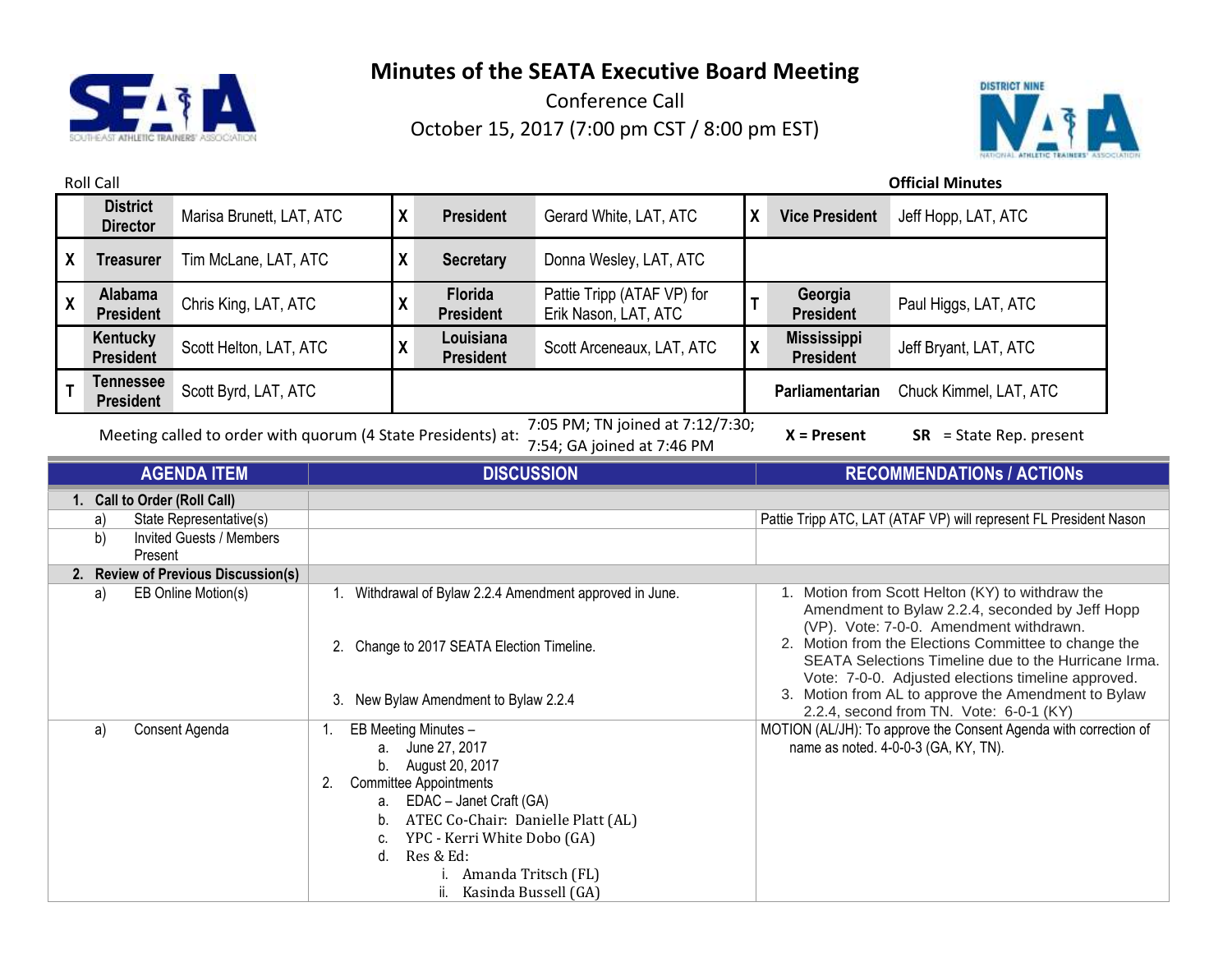# Minutes of the SEATA Executive Board Meeting

Conference Call

October 15, 2017 (7:00 pm CST / 8:00 pm EST)

Roll Call **Official Minutes**

| | | | | | | | | |
|---|---|---|---|---|---|---|---|---|
| | **District Director** | Marisa Brunett, LAT, ATC | X | **President** | Gerard White, LAT, ATC | X | **Vice President** | Jeff Hopp, LAT, ATC |
| X | **Treasurer** | Tim McLane, LAT, ATC | X | **Secretary** | Donna Wesley, LAT, ATC | | | |
| X | **Alabama President** | Chris King, LAT, ATC | X | **Florida President** | Pattie Tripp (ATAF VP) for Erik Nason, LAT, ATC | T | **Georgia President** | Paul Higgs, LAT, ATC |
| | **Kentucky President** | Scott Helton, LAT, ATC | X | **Louisiana President** | Scott Arceneaux, LAT, ATC | X | **Mississippi President** | Jeff Bryant, LAT, ATC |
| T | **Tennessee President** | Scott Byrd, LAT, ATC | | | | | **Parliamentarian** | Chuck Kimmel, LAT, ATC |

Meeting called to order with quorum (4 State Presidents) at: 7:05 PM; TN joined at 7:12/7:30; 7:54; GA joined at 7:46 PM **X = Present** **SR** = State Rep. present

| AGENDA ITEM | DISCUSSION | RECOMMENDATIONs / ACTIONs |
|---|---|---|
| **1. Call to Order (Roll Call)** | | |
| a) State Representative(s) | | Pattie Tripp ATC, LAT (ATAF VP) will represent FL President Nason |
| b) Invited Guests / Members Present | | |
| **2. Review of Previous Discussion(s)** | | |
| a) EB Online Motion(s) | 1. Withdrawal of Bylaw 2.2.4 Amendment approved in June.<br>2. Change to 2017 SEATA Election Timeline.<br>3. New Bylaw Amendment to Bylaw 2.2.4 | 1. Motion from Scott Helton (KY) to withdraw the Amendment to Bylaw 2.2.4, seconded by Jeff Hopp (VP). Vote: 7-0-0. Amendment withdrawn.<br>2. Motion from the Elections Committee to change the SEATA Selections Timeline due to the Hurricane Irma. Vote: 7-0-0. Adjusted elections timeline approved.<br>3. Motion from AL to approve the Amendment to Bylaw 2.2.4, second from TN. Vote: 6-0-1 (KY) |
| a) Consent Agenda | 1. EB Meeting Minutes –<br>a. June 27, 2017<br>b. August 20, 2017<br>2. Committee Appointments<br>a. EDAC – Janet Craft (GA)<br>b. ATEC Co-Chair: Danielle Platt (AL)<br>c. YPC - Kerri White Dobo (GA)<br>d. Res & Ed:<br>i. Amanda Tritsch (FL)<br>ii. Kasinda Bussell (GA) | MOTION (AL/JH): To approve the Consent Agenda with correction of name as noted. 4-0-0-3 (GA, KY, TN). |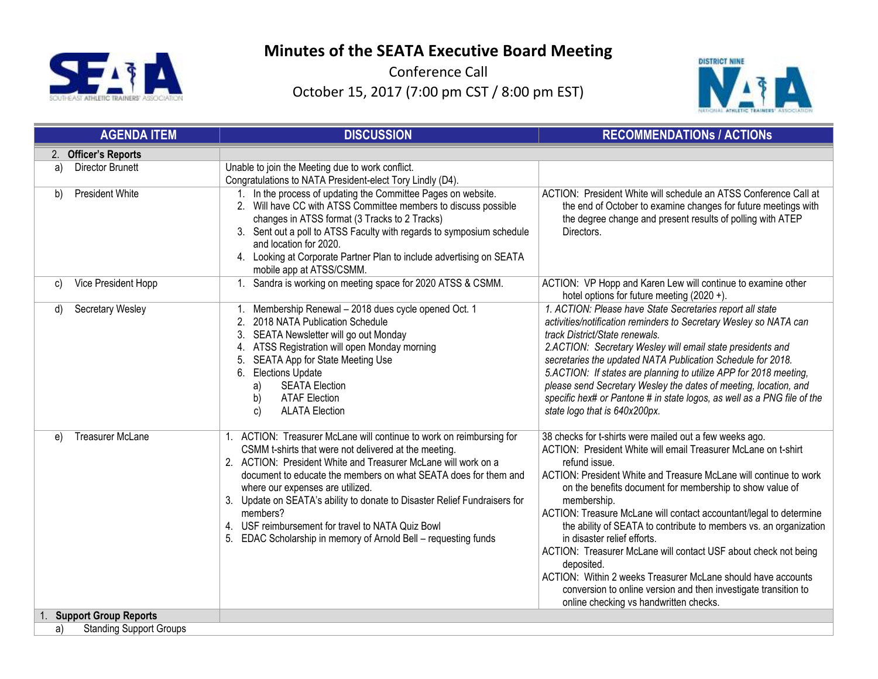# Minutes of the SEATA Executive Board Meeting

Conference Call

October 15, 2017 (7:00 pm CST / 8:00 pm EST)

| AGENDA ITEM | DISCUSSION | RECOMMENDATIONs / ACTIONs |
|---|---|---|
| **2. Officer's Reports** | | |
| a) Director Brunett | Unable to join the Meeting due to work conflict.<br>Congratulations to NATA President-elect Tory Lindly (D4). | |
| b) President White | 1. In the process of updating the Committee Pages on website.<br>2. Will have CC with ATSS Committee members to discuss possible changes in ATSS format (3 Tracks to 2 Tracks)<br>3. Sent out a poll to ATSS Faculty with regards to symposium schedule and location for 2020.<br>4. Looking at Corporate Partner Plan to include advertising on SEATA mobile app at ATSS/CSMM. | ACTION: President White will schedule an ATSS Conference Call at the end of October to examine changes for future meetings with the degree change and present results of polling with ATEP Directors. |
| c) Vice President Hopp | 1. Sandra is working on meeting space for 2020 ATSS & CSMM. | ACTION: VP Hopp and Karen Lew will continue to examine other hotel options for future meeting (2020 +). |
| d) Secretary Wesley | 1. Membership Renewal – 2018 dues cycle opened Oct. 1<br>2. 2018 NATA Publication Schedule<br>3. SEATA Newsletter will go out Monday<br>4. ATSS Registration will open Monday morning<br>5. SEATA App for State Meeting Use<br>6. Elections Update<br>a) SEATA Election<br>b) ATAF Election<br>c) ALATA Election | *1. ACTION: Please have State Secretaries report all state activities/notification reminders to Secretary Wesley so NATA can track District/State renewals.*<br>*2.ACTION: Secretary Wesley will email state presidents and secretaries the updated NATA Publication Schedule for 2018.*<br>*5.ACTION: If states are planning to utilize APP for 2018 meeting, please send Secretary Wesley the dates of meeting, location, and specific hex# or Pantone # in state logos, as well as a PNG file of the state logo that is 640x200px.* |
| e) Treasurer McLane | 1. ACTION: Treasurer McLane will continue to work on reimbursing for CSMM t-shirts that were not delivered at the meeting.<br>2. ACTION: President White and Treasurer McLane will work on a document to educate the members on what SEATA does for them and where our expenses are utilized.<br>3. Update on SEATA's ability to donate to Disaster Relief Fundraisers for members?<br>4. USF reimbursement for travel to NATA Quiz Bowl<br>5. EDAC Scholarship in memory of Arnold Bell – requesting funds | 38 checks for t-shirts were mailed out a few weeks ago.<br>ACTION: President White will email Treasurer McLane on t-shirt refund issue.<br>ACTION: President White and Treasure McLane will continue to work on the benefits document for membership to show value of membership.<br>ACTION: Treasure McLane will contact accountant/legal to determine the ability of SEATA to contribute to members vs. an organization in disaster relief efforts.<br>ACTION: Treasurer McLane will contact USF about check not being deposited.<br>ACTION: Within 2 weeks Treasurer McLane should have accounts conversion to online version and then investigate transition to online checking vs handwritten checks. |
| **1. Support Group Reports** | | |
| a) Standing Support Groups | | |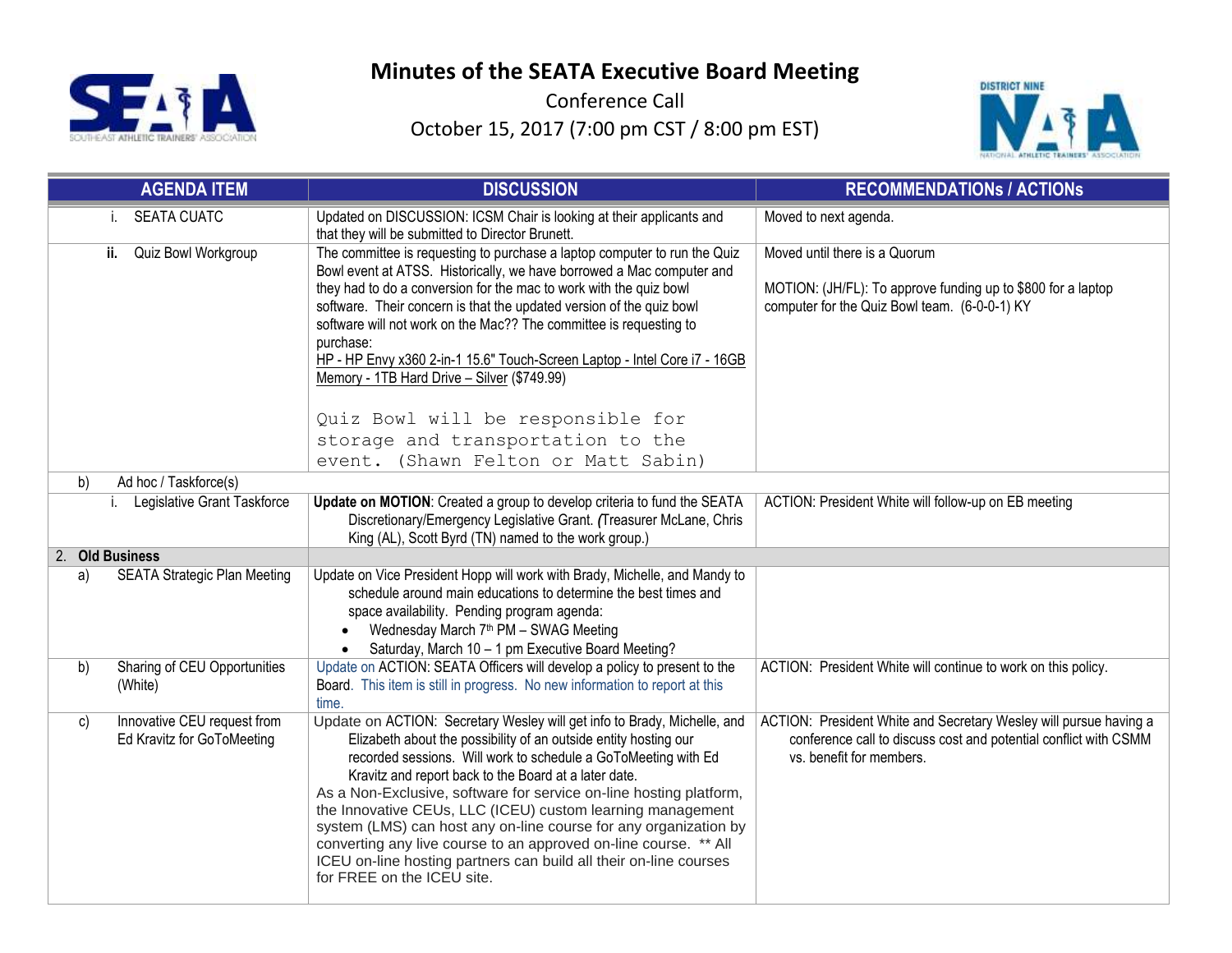# Minutes of the SEATA Executive Board Meeting

Conference Call

October 15, 2017 (7:00 pm CST / 8:00 pm EST)

| AGENDA ITEM | DISCUSSION | RECOMMENDATIONs / ACTIONs |
|---|---|---|
| i. SEATA CUATC | Updated on DISCUSSION: ICSM Chair is looking at their applicants and that they will be submitted to Director Brunett. | Moved to next agenda. |
| **ii.** Quiz Bowl Workgroup | The committee is requesting to purchase a laptop computer to run the Quiz Bowl event at ATSS. Historically, we have borrowed a Mac computer and they had to do a conversion for the mac to work with the quiz bowl software. Their concern is that the updated version of the quiz bowl software will not work on the Mac?? The committee is requesting to purchase:<br>HP - HP Envy x360 2-in-1 15.6" Touch-Screen Laptop - Intel Core i7 - 16GB Memory - 1TB Hard Drive – Silver ($749.99)<br><br>Quiz Bowl will be responsible for storage and transportation to the event. (Shawn Felton or Matt Sabin) | Moved until there is a Quorum<br><br>MOTION: (JH/FL): To approve funding up to $800 for a laptop computer for the Quiz Bowl team. (6-0-0-1) KY |
| b) Ad hoc / Taskforce(s) | | |
| i. Legislative Grant Taskforce | **Update on MOTION**: Created a group to develop criteria to fund the SEATA Discretionary/Emergency Legislative Grant. (Treasurer McLane, Chris King (AL), Scott Byrd (TN) named to the work group.) | ACTION: President White will follow-up on EB meeting |
| **2. Old Business** | | |
| a) SEATA Strategic Plan Meeting | Update on Vice President Hopp will work with Brady, Michelle, and Mandy to schedule around main educations to determine the best times and space availability. Pending program agenda:<br>• Wednesday March 7th PM – SWAG Meeting<br>• Saturday, March 10 – 1 pm Executive Board Meeting? | |
| b) Sharing of CEU Opportunities (White) | Update on ACTION: SEATA Officers will develop a policy to present to the Board. This item is still in progress. No new information to report at this time. | ACTION: President White will continue to work on this policy. |
| c) Innovative CEU request from Ed Kravitz for GoToMeeting | Update on ACTION: Secretary Wesley will get info to Brady, Michelle, and Elizabeth about the possibility of an outside entity hosting our recorded sessions. Will work to schedule a GoToMeeting with Ed Kravitz and report back to the Board at a later date.<br>As a Non-Exclusive, software for service on-line hosting platform, the Innovative CEUs, LLC (ICEU) custom learning management system (LMS) can host any on-line course for any organization by converting any live course to an approved on-line course. ** All ICEU on-line hosting partners can build all their on-line courses for FREE on the ICEU site. | ACTION: President White and Secretary Wesley will pursue having a conference call to discuss cost and potential conflict with CSMM vs. benefit for members. |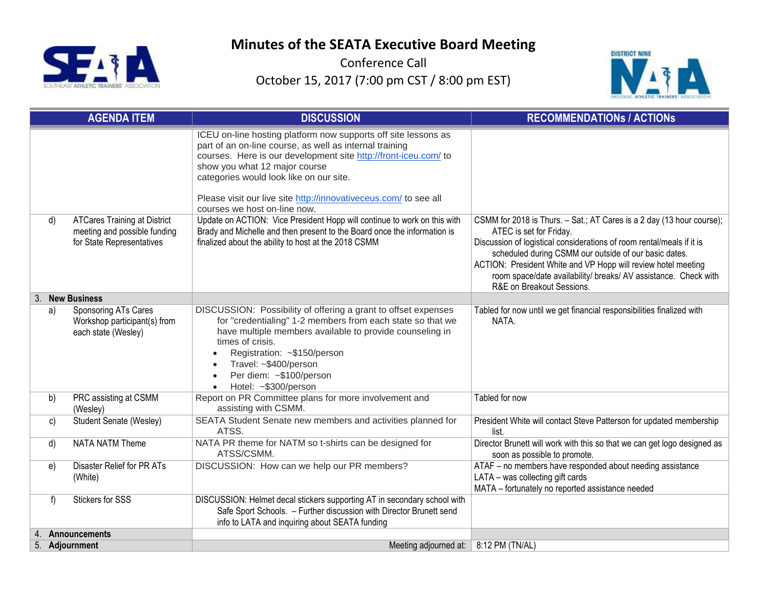# Minutes of the SEATA Executive Board Meeting

Conference Call

October 15, 2017 (7:00 pm CST / 8:00 pm EST)

| AGENDA ITEM | DISCUSSION | RECOMMENDATIONs / ACTIONs |
|---|---|---|
| | ICEU on-line hosting platform now supports off site lessons as part of an on-line course, as well as internal training courses. Here is our development site http://front-iceu.com/ to show you what 12 major course categories would look like on our site.<br><br>Please visit our live site http://innovativeceus.com/ to see all courses we host on-line now. | |
| d) ATCares Training at District meeting and possible funding for State Representatives | Update on ACTION: Vice President Hopp will continue to work on this with Brady and Michelle and then present to the Board once the information is finalized about the ability to host at the 2018 CSMM | CSMM for 2018 is Thurs. – Sat.; AT Cares is a 2 day (13 hour course); ATEC is set for Friday.<br>Discussion of logistical considerations of room rental/meals if it is scheduled during CSMM our outside of our basic dates.<br>ACTION: President White and VP Hopp will review hotel meeting room space/date availability/ breaks/ AV assistance. Check with R&E on Breakout Sessions. |
| 3. **New Business** | | |
| a) Sponsoring ATs Cares Workshop participant(s) from each state (Wesley) | DISCUSSION: Possibility of offering a grant to offset expenses for "credentialing" 1-2 members from each state so that we have multiple members available to provide counseling in times of crisis.<br>• Registration: ~$150/person<br>• Travel: ~$400/person<br>• Per diem: ~$100/person<br>• Hotel: ~$300/person | Tabled for now until we get financial responsibilities finalized with NATA. |
| b) PRC assisting at CSMM (Wesley) | Report on PR Committee plans for more involvement and assisting with CSMM. | Tabled for now |
| c) Student Senate (Wesley) | SEATA Student Senate new members and activities planned for ATSS. | President White will contact Steve Patterson for updated membership list. |
| d) NATA NATM Theme | NATA PR theme for NATM so t-shirts can be designed for ATSS/CSMM. | Director Brunett will work with this so that we can get logo designed as soon as possible to promote. |
| e) Disaster Relief for PR ATs (White) | DISCUSSION: How can we help our PR members? | ATAF – no members have responded about needing assistance<br>LATA – was collecting gift cards<br>MATA – fortunately no reported assistance needed |
| f) Stickers for SSS | DISCUSSION: Helmet decal stickers supporting AT in secondary school with Safe Sport Schools. – Further discussion with Director Brunett send info to LATA and inquiring about SEATA funding | |
| 4. **Announcements** | | |
| 5. **Adjournment** | Meeting adjourned at: | 8:12 PM (TN/AL) |